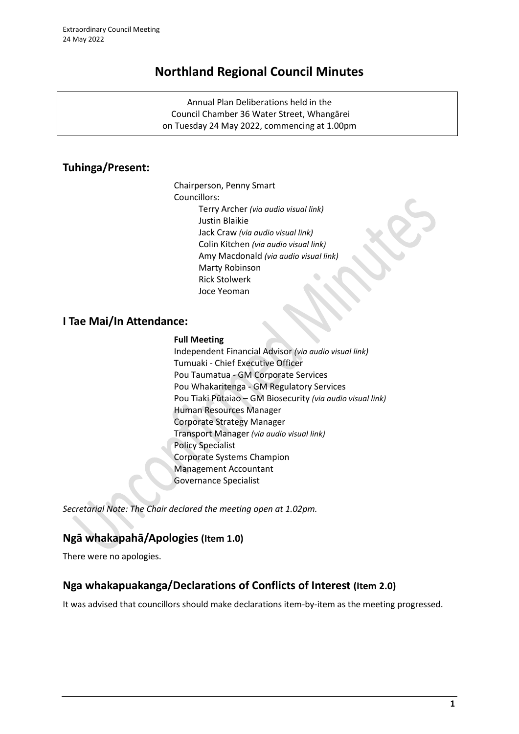# Northland Regional Council Minutes

Annual Plan Deliberations held in the
Council Chamber 36 Water Street, Whangārei
on Tuesday 24 May 2022, commencing at 1.00pm

## Tuhinga/Present:

Chairperson, Penny Smart
Councillors:
- Terry Archer *(via audio visual link)*
- Justin Blaikie
- Jack Craw *(via audio visual link)*
- Colin Kitchen *(via audio visual link)*
- Amy Macdonald *(via audio visual link)*
- Marty Robinson
- Rick Stolwerk
- Joce Yeoman

## I Tae Mai/In Attendance:

**Full Meeting**

Independent Financial Advisor *(via audio visual link)*
Tumuaki - Chief Executive Officer
Pou Taumatua - GM Corporate Services
Pou Whakaritenga - GM Regulatory Services
Pou Tiaki Pūtaiao – GM Biosecurity *(via audio visual link)*
Human Resources Manager
Corporate Strategy Manager
Transport Manager *(via audio visual link)*
Policy Specialist
Corporate Systems Champion
Management Accountant
Governance Specialist

*Secretarial Note: The Chair declared the meeting open at 1.02pm.*

## Ngā whakapahā/Apologies (Item 1.0)

There were no apologies.

## Nga whakapuakanga/Declarations of Conflicts of Interest (Item 2.0)

It was advised that councillors should make declarations item-by-item as the meeting progressed.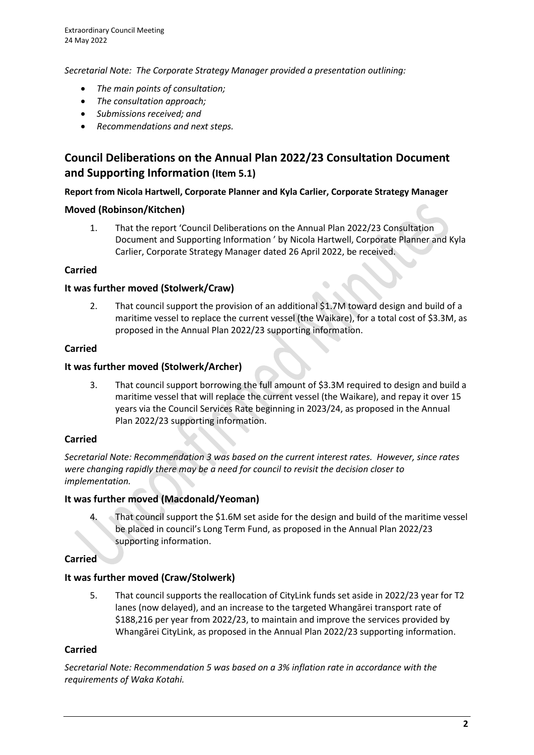*Secretarial Note: The Corporate Strategy Manager provided a presentation outlining:*

- *The main points of consultation;*
- *The consultation approach;*
- *Submissions received; and*
- *Recommendations and next steps.*

## Council Deliberations on the Annual Plan 2022/23 Consultation Document and Supporting Information (Item 5.1)

**Report from Nicola Hartwell, Corporate Planner and Kyla Carlier, Corporate Strategy Manager**

### Moved (Robinson/Kitchen)

1. That the report 'Council Deliberations on the Annual Plan 2022/23 Consultation Document and Supporting Information ' by Nicola Hartwell, Corporate Planner and Kyla Carlier, Corporate Strategy Manager dated 26 April 2022, be received.

### Carried

### It was further moved (Stolwerk/Craw)

2. That council support the provision of an additional $1.7M toward design and build of a maritime vessel to replace the current vessel (the Waikare), for a total cost of $3.3M, as proposed in the Annual Plan 2022/23 supporting information.

### Carried

### It was further moved (Stolwerk/Archer)

3. That council support borrowing the full amount of $3.3M required to design and build a maritime vessel that will replace the current vessel (the Waikare), and repay it over 15 years via the Council Services Rate beginning in 2023/24, as proposed in the Annual Plan 2022/23 supporting information.

### Carried

*Secretarial Note: Recommendation 3 was based on the current interest rates. However, since rates were changing rapidly there may be a need for council to revisit the decision closer to implementation.*

### It was further moved (Macdonald/Yeoman)

4. That council support the $1.6M set aside for the design and build of the maritime vessel be placed in council's Long Term Fund, as proposed in the Annual Plan 2022/23 supporting information.

### Carried

### It was further moved (Craw/Stolwerk)

5. That council supports the reallocation of CityLink funds set aside in 2022/23 year for T2 lanes (now delayed), and an increase to the targeted Whangārei transport rate of $188,216 per year from 2022/23, to maintain and improve the services provided by Whangārei CityLink, as proposed in the Annual Plan 2022/23 supporting information.

### Carried

*Secretarial Note: Recommendation 5 was based on a 3% inflation rate in accordance with the requirements of Waka Kotahi.*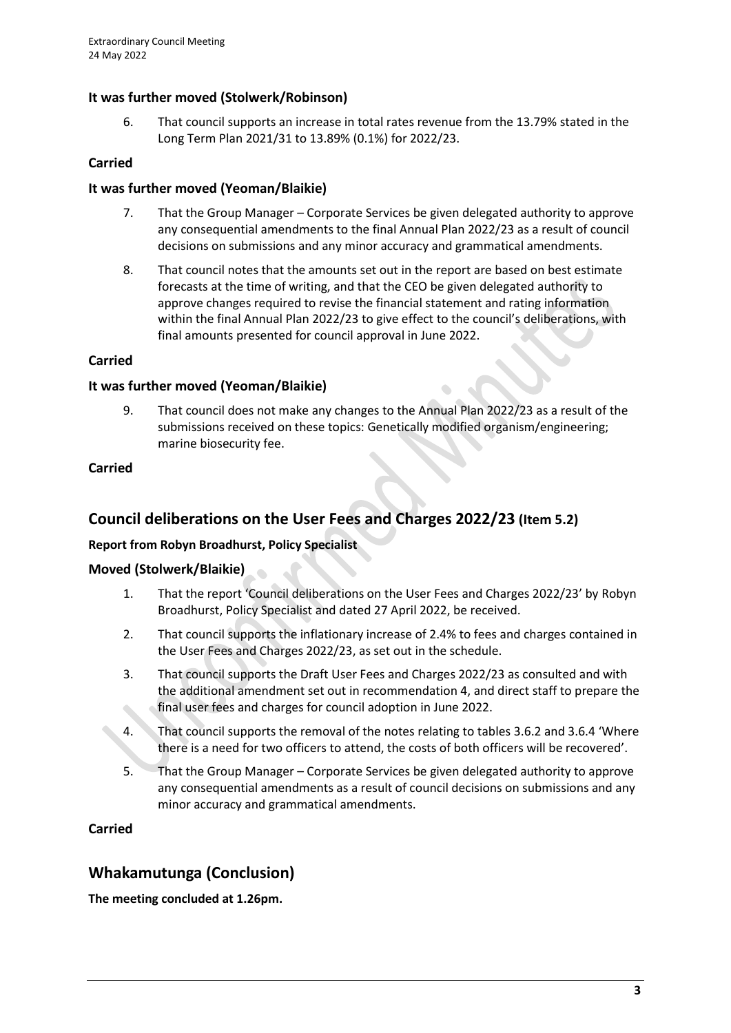**It was further moved (Stolwerk/Robinson)**

6. That council supports an increase in total rates revenue from the 13.79% stated in the Long Term Plan 2021/31 to 13.89% (0.1%) for 2022/23.

**Carried**

**It was further moved (Yeoman/Blaikie)**

7. That the Group Manager – Corporate Services be given delegated authority to approve any consequential amendments to the final Annual Plan 2022/23 as a result of council decisions on submissions and any minor accuracy and grammatical amendments.
8. That council notes that the amounts set out in the report are based on best estimate forecasts at the time of writing, and that the CEO be given delegated authority to approve changes required to revise the financial statement and rating information within the final Annual Plan 2022/23 to give effect to the council's deliberations, with final amounts presented for council approval in June 2022.

**Carried**

**It was further moved (Yeoman/Blaikie)**

9. That council does not make any changes to the Annual Plan 2022/23 as a result of the submissions received on these topics: Genetically modified organism/engineering; marine biosecurity fee.

**Carried**

## Council deliberations on the User Fees and Charges 2022/23 (Item 5.2)

**Report from Robyn Broadhurst, Policy Specialist**

**Moved (Stolwerk/Blaikie)**

1. That the report 'Council deliberations on the User Fees and Charges 2022/23' by Robyn Broadhurst, Policy Specialist and dated 27 April 2022, be received.
2. That council supports the inflationary increase of 2.4% to fees and charges contained in the User Fees and Charges 2022/23, as set out in the schedule.
3. That council supports the Draft User Fees and Charges 2022/23 as consulted and with the additional amendment set out in recommendation 4, and direct staff to prepare the final user fees and charges for council adoption in June 2022.
4. That council supports the removal of the notes relating to tables 3.6.2 and 3.6.4 'Where there is a need for two officers to attend, the costs of both officers will be recovered'.
5. That the Group Manager – Corporate Services be given delegated authority to approve any consequential amendments as a result of council decisions on submissions and any minor accuracy and grammatical amendments.

**Carried**

## Whakamutunga (Conclusion)

**The meeting concluded at 1.26pm.**